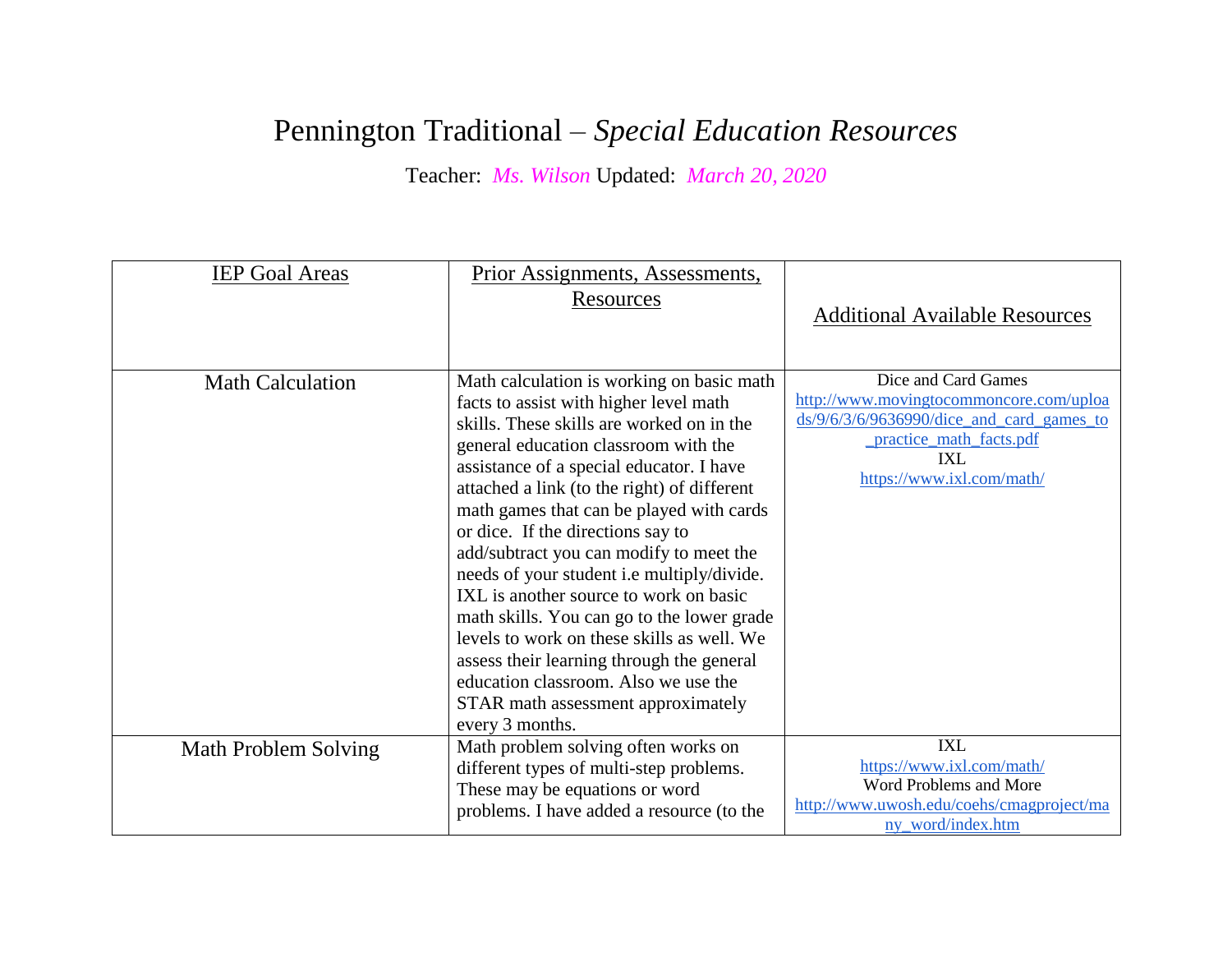# Pennington Traditional – *Special Education Resources*

Teacher: *Ms. Wilson* Updated: *March 20, 2020*

| IEP Goal Areas | Prior Assignments, Assessments, Resources | Additional Available Resources |
|---|---|---|
| Math Calculation | Math calculation is working on basic math facts to assist with higher level math skills. These skills are worked on in the general education classroom with the assistance of a special educator. I have attached a link (to the right) of different math games that can be played with cards or dice. If the directions say to add/subtract you can modify to meet the needs of your student i.e multiply/divide. IXL is another source to work on basic math skills. You can go to the lower grade levels to work on these skills as well. We assess their learning through the general education classroom. Also we use the STAR math assessment approximately every 3 months. | Dice and Card Games<br>http://www.movingtocommoncore.com/uploads/9/6/3/6/9636990/dice_and_card_games_to_practice_math_facts.pdf<br>IXL<br>https://www.ixl.com/math/ |
| Math Problem Solving | Math problem solving often works on different types of multi-step problems. These may be equations or word problems. I have added a resource (to the | IXL<br>https://www.ixl.com/math/<br>Word Problems and More<br>http://www.uwosh.edu/coehs/cmagproject/many_word/index.htm |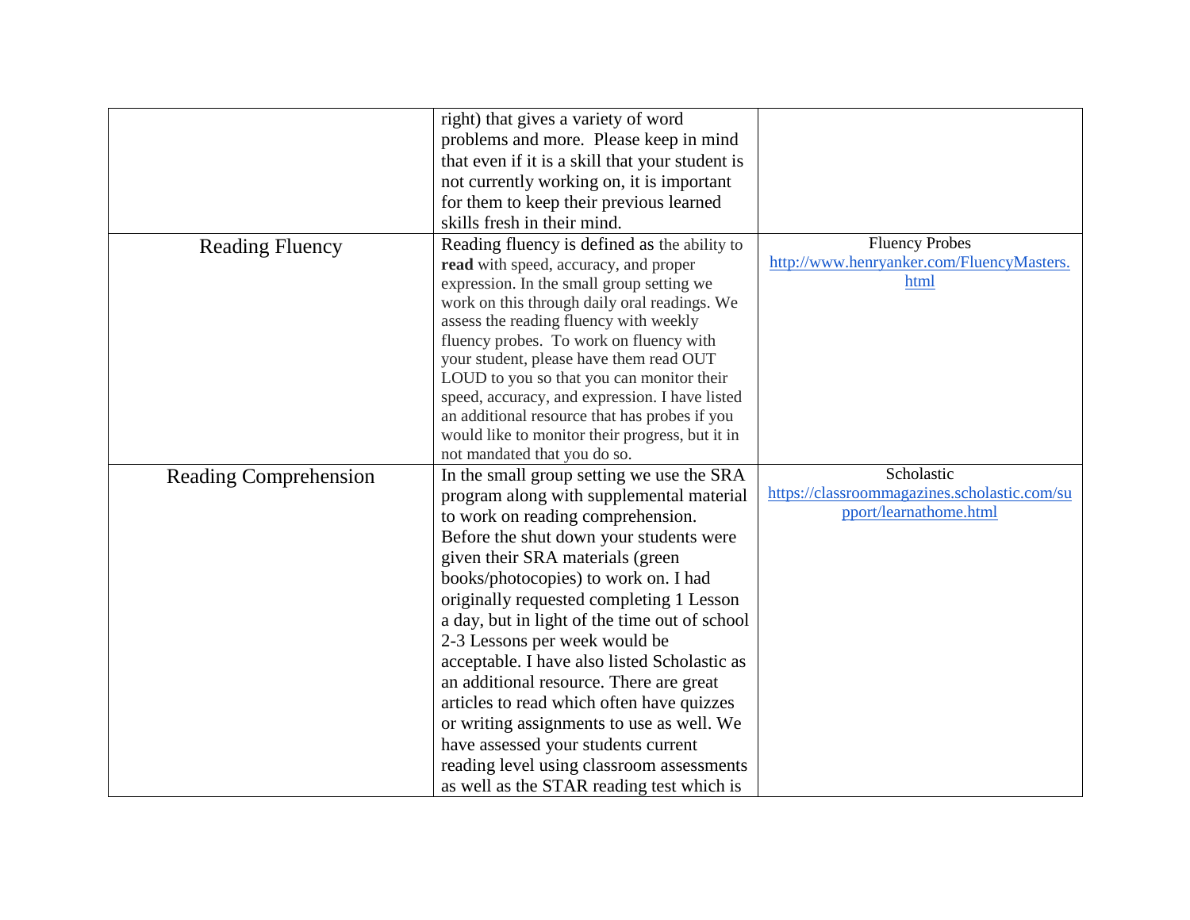| | | |
|---|---|---|
| | right) that gives a variety of word problems and more. Please keep in mind that even if it is a skill that your student is not currently working on, it is important for them to keep their previous learned skills fresh in their mind. | |
| Reading Fluency | Reading fluency is defined as the ability to **read** with speed, accuracy, and proper expression. In the small group setting we work on this through daily oral readings. We assess the reading fluency with weekly fluency probes. To work on fluency with your student, please have them read OUT LOUD to you so that you can monitor their speed, accuracy, and expression. I have listed an additional resource that has probes if you would like to monitor their progress, but it in not mandated that you do so. | Fluency Probes [http://www.henryanker.com/FluencyMasters.html](http://www.henryanker.com/FluencyMasters.html) |
| Reading Comprehension | In the small group setting we use the SRA program along with supplemental material to work on reading comprehension. Before the shut down your students were given their SRA materials (green books/photocopies) to work on. I had originally requested completing 1 Lesson a day, but in light of the time out of school 2-3 Lessons per week would be acceptable. I have also listed Scholastic as an additional resource. There are great articles to read which often have quizzes or writing assignments to use as well. We have assessed your students current reading level using classroom assessments as well as the STAR reading test which is | Scholastic [https://classroommagazines.scholastic.com/support/learnathome.html](https://classroommagazines.scholastic.com/support/learnathome.html) |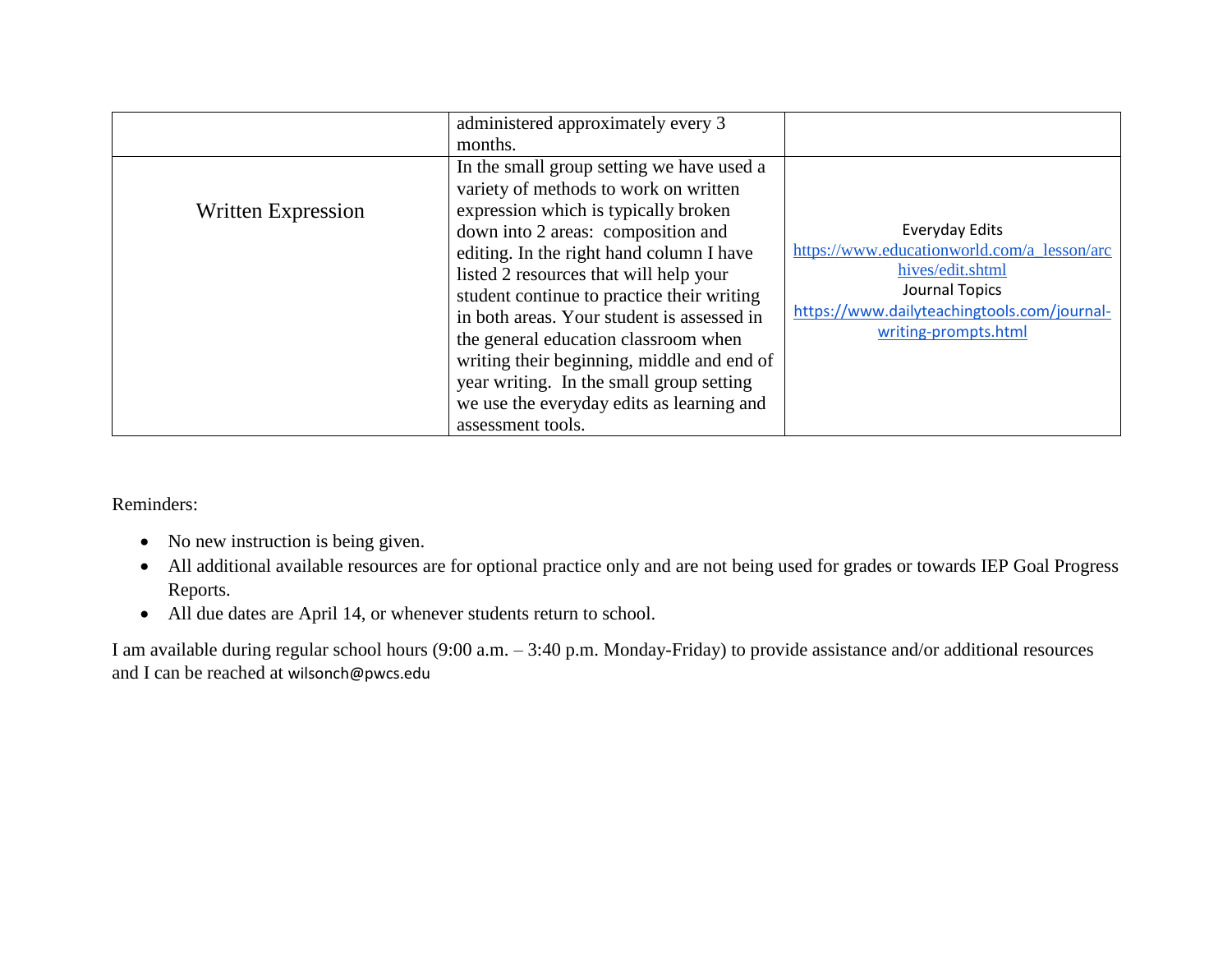| | | |
|---|---|---|
| | administered approximately every 3 months. | |
| Written Expression | In the small group setting we have used a variety of methods to work on written expression which is typically broken down into 2 areas: composition and editing. In the right hand column I have listed 2 resources that will help your student continue to practice their writing in both areas. Your student is assessed in the general education classroom when writing their beginning, middle and end of year writing. In the small group setting we use the everyday edits as learning and assessment tools. | Everyday Edits<br>https://www.educationworld.com/a_lesson/archives/edit.shtml<br>Journal Topics<br>https://www.dailyteachingtools.com/journal-writing-prompts.html |

Reminders:

- No new instruction is being given.
- All additional available resources are for optional practice only and are not being used for grades or towards IEP Goal Progress Reports.
- All due dates are April 14, or whenever students return to school.

I am available during regular school hours (9:00 a.m. – 3:40 p.m. Monday-Friday) to provide assistance and/or additional resources and I can be reached at wilsonch@pwcs.edu